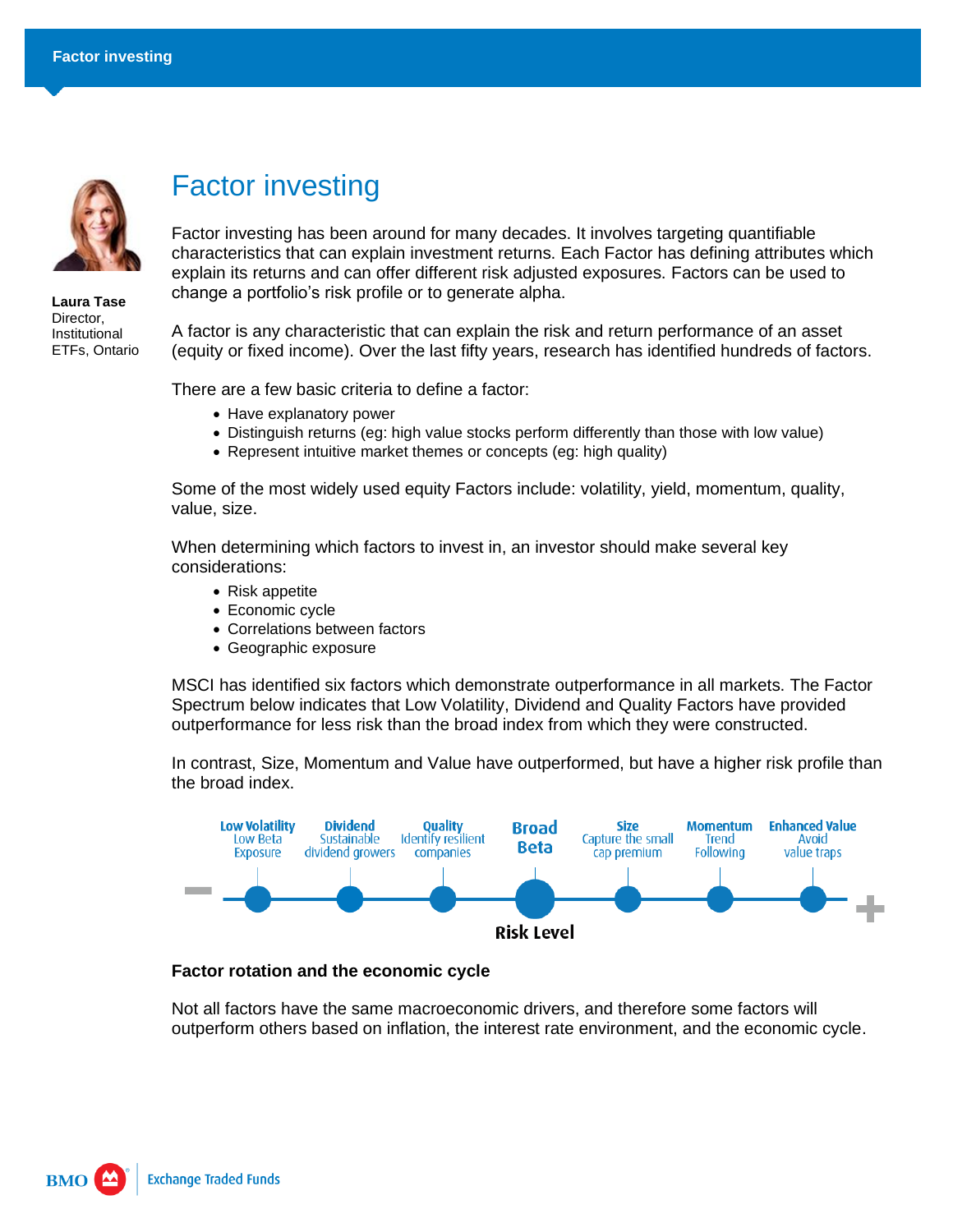# Factor investing

**Laura Tase**
Director, Institutional ETFs, Ontario

Factor investing has been around for many decades. It involves targeting quantifiable characteristics that can explain investment returns. Each Factor has defining attributes which explain its returns and can offer different risk adjusted exposures. Factors can be used to change a portfolio's risk profile or to generate alpha.

A factor is any characteristic that can explain the risk and return performance of an asset (equity or fixed income). Over the last fifty years, research has identified hundreds of factors.

There are a few basic criteria to define a factor:

- Have explanatory power
- Distinguish returns (eg: high value stocks perform differently than those with low value)
- Represent intuitive market themes or concepts (eg: high quality)

Some of the most widely used equity Factors include: volatility, yield, momentum, quality, value, size.

When determining which factors to invest in, an investor should make several key considerations:

- Risk appetite
- Economic cycle
- Correlations between factors
- Geographic exposure

MSCI has identified six factors which demonstrate outperformance in all markets. The Factor Spectrum below indicates that Low Volatility, Dividend and Quality Factors have provided outperformance for less risk than the broad index from which they were constructed.

In contrast, Size, Momentum and Value have outperformed, but have a higher risk profile than the broad index.

**Risk Level** (− to +):

- **Low Volatility** – Low Beta Exposure
- **Dividend** – Sustainable dividend growers
- **Quality** – Identify resilient companies
- **Broad Beta**
- **Size** – Capture the small cap premium
- **Momentum** – Trend Following
- **Enhanced Value** – Avoid value traps

**Factor rotation and the economic cycle**

Not all factors have the same macroeconomic drivers, and therefore some factors will outperform others based on inflation, the interest rate environment, and the economic cycle.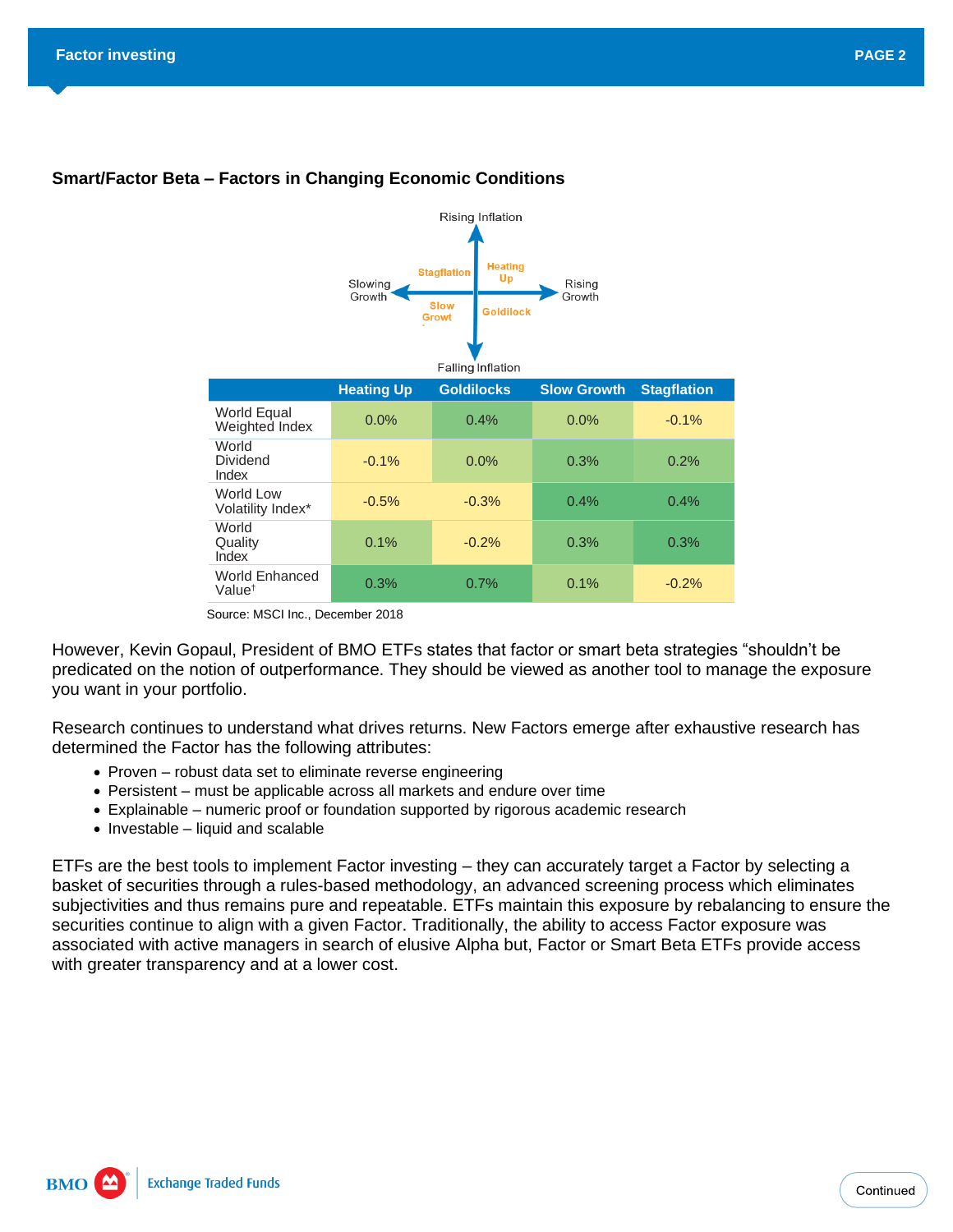### Smart/Factor Beta – Factors in Changing Economic Conditions

|  | Heating Up | Goldilocks | Slow Growth | Stagflation |
|---|---|---|---|---|
| World Equal Weighted Index | 0.0% | 0.4% | 0.0% | -0.1% |
| World Dividend Index | -0.1% | 0.0% | 0.3% | 0.2% |
| World Low Volatility Index* | -0.5% | -0.3% | 0.4% | 0.4% |
| World Quality Index | 0.1% | -0.2% | 0.3% | 0.3% |
| World Enhanced Value† | 0.3% | 0.7% | 0.1% | -0.2% |

Source: MSCI Inc., December 2018

However, Kevin Gopaul, President of BMO ETFs states that factor or smart beta strategies "shouldn't be predicated on the notion of outperformance. They should be viewed as another tool to manage the exposure you want in your portfolio.

Research continues to understand what drives returns. New Factors emerge after exhaustive research has determined the Factor has the following attributes:

- Proven – robust data set to eliminate reverse engineering
- Persistent – must be applicable across all markets and endure over time
- Explainable – numeric proof or foundation supported by rigorous academic research
- Investable – liquid and scalable

ETFs are the best tools to implement Factor investing – they can accurately target a Factor by selecting a basket of securities through a rules-based methodology, an advanced screening process which eliminates subjectivities and thus remains pure and repeatable. ETFs maintain this exposure by rebalancing to ensure the securities continue to align with a given Factor. Traditionally, the ability to access Factor exposure was associated with active managers in search of elusive Alpha but, Factor or Smart Beta ETFs provide access with greater transparency and at a lower cost.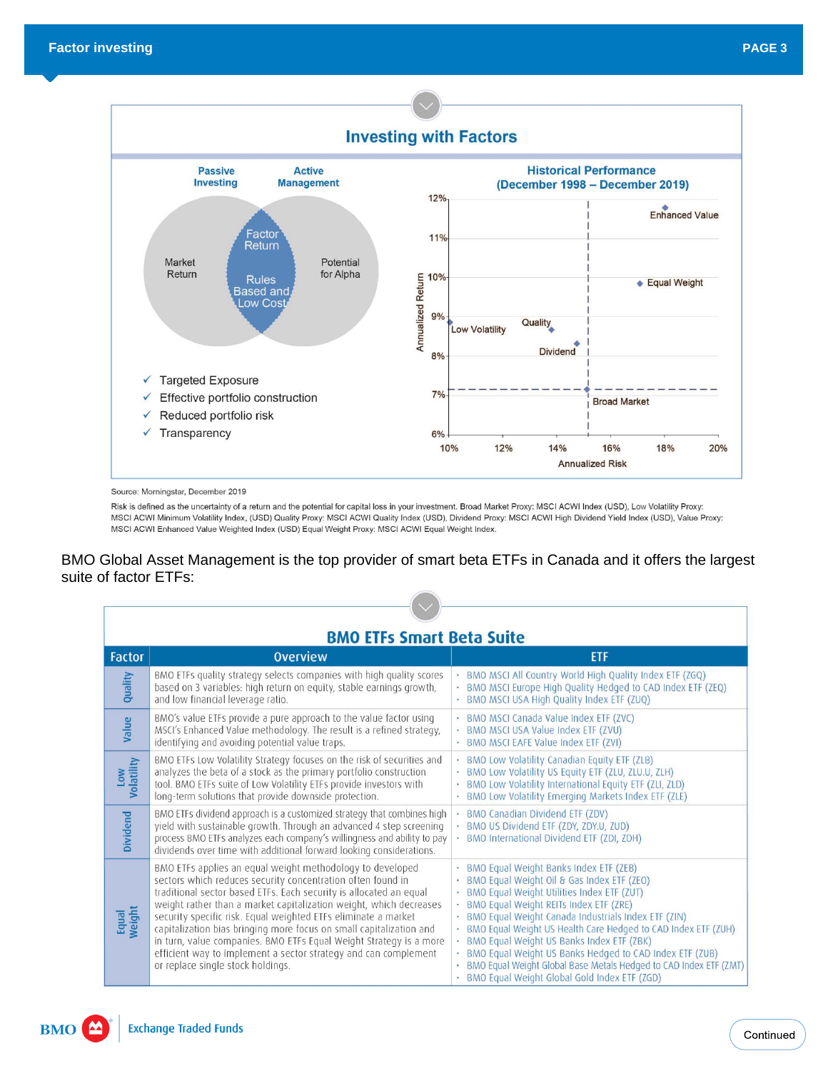## Investing with Factors

Passive Investing — Active Management

Market Return — Factor Return: Rules Based and Low Cost — Potential for Alpha

- ✓ Targeted Exposure
- ✓ Effective portfolio construction
- ✓ Reduced portfolio risk
- ✓ Transparency

### Historical Performance (December 1998 – December 2019)

Annualized Return vs. Annualized Risk: Enhanced Value, Equal Weight, Low Volatility, Quality, Dividend, Broad Market

Source: Morningstar, December 2019

Risk is defined as the uncertainty of a return and the potential for capital loss in your investment. Broad Market Proxy: MSCI ACWI Index (USD), Low Volatility Proxy: MSCI ACWI Minimum Volatility Index, (USD) Quality Proxy: MSCI ACWI Quality Index (USD), Dividend Proxy: MSCI ACWI High Dividend Yield Index (USD), Value Proxy: MSCI ACWI Enhanced Value Weighted Index (USD) Equal Weight Proxy: MSCI ACWI Equal Weight Index.

BMO Global Asset Management is the top provider of smart beta ETFs in Canada and it offers the largest suite of factor ETFs:

## BMO ETFs Smart Beta Suite

| Factor | Overview | ETF |
| --- | --- | --- |
| Quality | BMO ETFs quality strategy selects companies with high quality scores based on 3 variables: high return on equity, stable earnings growth, and low financial leverage ratio. | • BMO MSCI All Country World High Quality Index ETF (ZGQ)<br>• BMO MSCI Europe High Quality Hedged to CAD Index ETF (ZEQ)<br>• BMO MSCI USA High Quality Index ETF (ZUQ) |
| Value | BMO's value ETFs provide a pure approach to the value factor using MSCI's Enhanced Value methodology. The result is a refined strategy, identifying and avoiding potential value traps. | • BMO MSCI Canada Value Index ETF (ZVC)<br>• BMO MSCI USA Value Index ETF (ZVU)<br>• BMO MSCI EAFE Value Index ETF (ZVI) |
| Low Volatility | BMO ETFs Low Volatility Strategy focuses on the risk of securities and analyzes the beta of a stock as the primary portfolio construction tool. BMO ETFs suite of Low Volatility ETFs provide investors with long-term solutions that provide downside protection. | • BMO Low Volatility Canadian Equity ETF (ZLB)<br>• BMO Low Volatility US Equity ETF (ZLU, ZLU.U, ZLH)<br>• BMO Low Volatility International Equity ETF (ZLI, ZLD)<br>• BMO Low Volatility Emerging Markets Index ETF (ZLE) |
| Dividend | BMO ETFs dividend approach is a customized strategy that combines high yield with sustainable growth. Through an advanced 4 step screening process BMO ETFs analyzes each company's willingness and ability to pay dividends over time with additional forward looking considerations. | • BMO Canadian Dividend ETF (ZDV)<br>• BMO US Dividend ETF (ZDY, ZDY.U, ZUD)<br>• BMO International Dividend ETF (ZDI, ZDH) |
| Equal Weight | BMO ETFs applies an equal weight methodology to developed sectors which reduces security concentration often found in traditional sector based ETFs. Each security is allocated an equal weight rather than a market capitalization weight, which decreases security specific risk. Equal weighted ETFs eliminate a market capitalization bias bringing more focus on small capitalization and in turn, value companies. BMO ETFs Equal Weight Strategy is a more efficient way to implement a sector strategy and can complement or replace single stock holdings. | • BMO Equal Weight Banks Index ETF (ZEB)<br>• BMO Equal Weight Oil & Gas Index ETF (ZEO)<br>• BMO Equal Weight Utilities Index ETF (ZUT)<br>• BMO Equal Weight REITs Index ETF (ZRE)<br>• BMO Equal Weight Canada Industrials Index ETF (ZIN)<br>• BMO Equal Weight US Health Care Hedged to CAD Index ETF (ZUH)<br>• BMO Equal Weight US Banks Index ETF (ZBK)<br>• BMO Equal Weight US Banks Hedged to CAD Index ETF (ZUB)<br>• BMO Equal Weight Global Base Metals Hedged to CAD Index ETF (ZMT)<br>• BMO Equal Weight Global Gold Index ETF (ZGD) |

Continued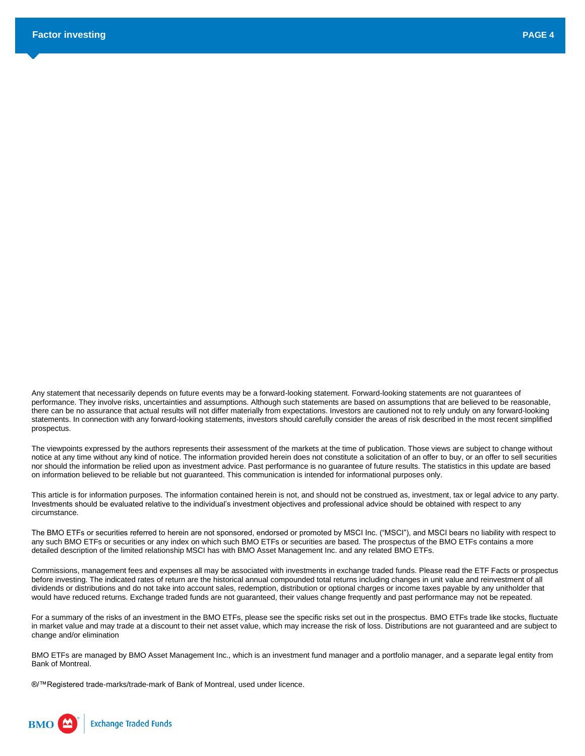Any statement that necessarily depends on future events may be a forward-looking statement. Forward-looking statements are not guarantees of performance. They involve risks, uncertainties and assumptions. Although such statements are based on assumptions that are believed to be reasonable, there can be no assurance that actual results will not differ materially from expectations. Investors are cautioned not to rely unduly on any forward-looking statements. In connection with any forward-looking statements, investors should carefully consider the areas of risk described in the most recent simplified prospectus.

The viewpoints expressed by the authors represents their assessment of the markets at the time of publication. Those views are subject to change without notice at any time without any kind of notice. The information provided herein does not constitute a solicitation of an offer to buy, or an offer to sell securities nor should the information be relied upon as investment advice. Past performance is no guarantee of future results. The statistics in this update are based on information believed to be reliable but not guaranteed. This communication is intended for informational purposes only.

This article is for information purposes. The information contained herein is not, and should not be construed as, investment, tax or legal advice to any party. Investments should be evaluated relative to the individual's investment objectives and professional advice should be obtained with respect to any circumstance.

The BMO ETFs or securities referred to herein are not sponsored, endorsed or promoted by MSCI Inc. ("MSCI"), and MSCI bears no liability with respect to any such BMO ETFs or securities or any index on which such BMO ETFs or securities are based. The prospectus of the BMO ETFs contains a more detailed description of the limited relationship MSCI has with BMO Asset Management Inc. and any related BMO ETFs.

Commissions, management fees and expenses all may be associated with investments in exchange traded funds. Please read the ETF Facts or prospectus before investing. The indicated rates of return are the historical annual compounded total returns including changes in unit value and reinvestment of all dividends or distributions and do not take into account sales, redemption, distribution or optional charges or income taxes payable by any unitholder that would have reduced returns. Exchange traded funds are not guaranteed, their values change frequently and past performance may not be repeated.

For a summary of the risks of an investment in the BMO ETFs, please see the specific risks set out in the prospectus. BMO ETFs trade like stocks, fluctuate in market value and may trade at a discount to their net asset value, which may increase the risk of loss. Distributions are not guaranteed and are subject to change and/or elimination

BMO ETFs are managed by BMO Asset Management Inc., which is an investment fund manager and a portfolio manager, and a separate legal entity from Bank of Montreal.

®/™Registered trade-marks/trade-mark of Bank of Montreal, used under licence.